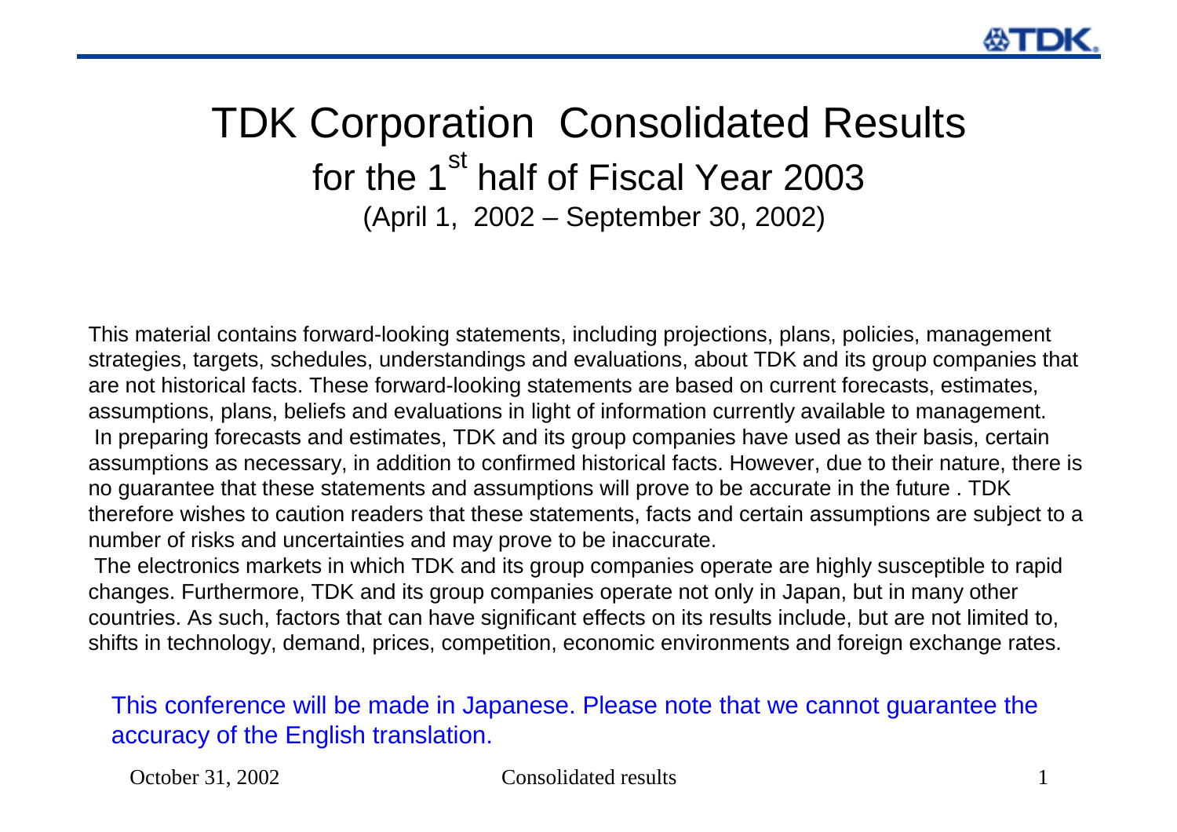# TDK Corporation Consolidated Results

## for the 1st half of Fiscal Year 2003

(April 1, 2002 – September 30, 2002)

This material contains forward-looking statements, including projections, plans, policies, management strategies, targets, schedules, understandings and evaluations, about TDK and its group companies that are not historical facts. These forward-looking statements are based on current forecasts, estimates, assumptions, plans, beliefs and evaluations in light of information currently available to management. In preparing forecasts and estimates, TDK and its group companies have used as their basis, certain assumptions as necessary, in addition to confirmed historical facts. However, due to their nature, there is no guarantee that these statements and assumptions will prove to be accurate in the future . TDK therefore wishes to caution readers that these statements, facts and certain assumptions are subject to a number of risks and uncertainties and may prove to be inaccurate.

The electronics markets in which TDK and its group companies operate are highly susceptible to rapid changes. Furthermore, TDK and its group companies operate not only in Japan, but in many other countries. As such, factors that can have significant effects on its results include, but are not limited to, shifts in technology, demand, prices, competition, economic environments and foreign exchange rates.

This conference will be made in Japanese. Please note that we cannot guarantee the accuracy of the English translation.

October 31, 2002 Consolidated results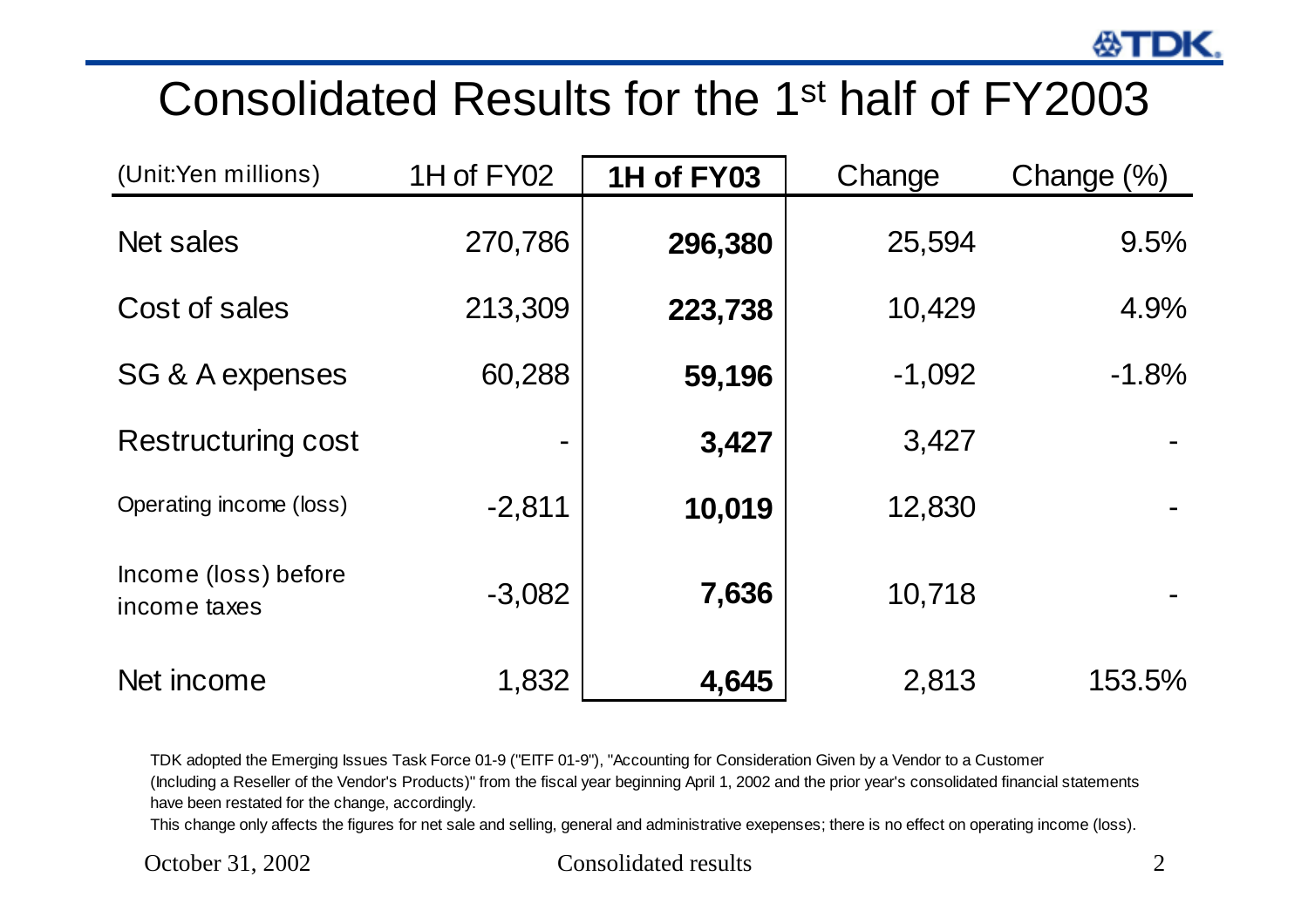# Consolidated Results for the 1st half of FY2003

| (Unit:Yen millions) | 1H of FY02 | **1H of FY03** | Change | Change (%) |
|---|---|---|---|---|
| Net sales | 270,786 | **296,380** | 25,594 | 9.5% |
| Cost of sales | 213,309 | **223,738** | 10,429 | 4.9% |
| SG & A expenses | 60,288 | **59,196** | -1,092 | -1.8% |
| Restructuring cost | - | **3,427** | 3,427 | - |
| Operating income (loss) | -2,811 | **10,019** | 12,830 | - |
| Income (loss) before income taxes | -3,082 | **7,636** | 10,718 | - |
| Net income | 1,832 | **4,645** | 2,813 | 153.5% |

TDK adopted the Emerging Issues Task Force 01-9 ("EITF 01-9"), "Accounting for Consideration Given by a Vendor to a Customer (Including a Reseller of the Vendor's Products)" from the fiscal year beginning April 1, 2002 and the prior year's consolidated financial statements have been restated for the change, accordingly.

This change only affects the figures for net sale and selling, general and administrative exepenses; there is no effect on operating income (loss).

October 31, 2002 Consolidated results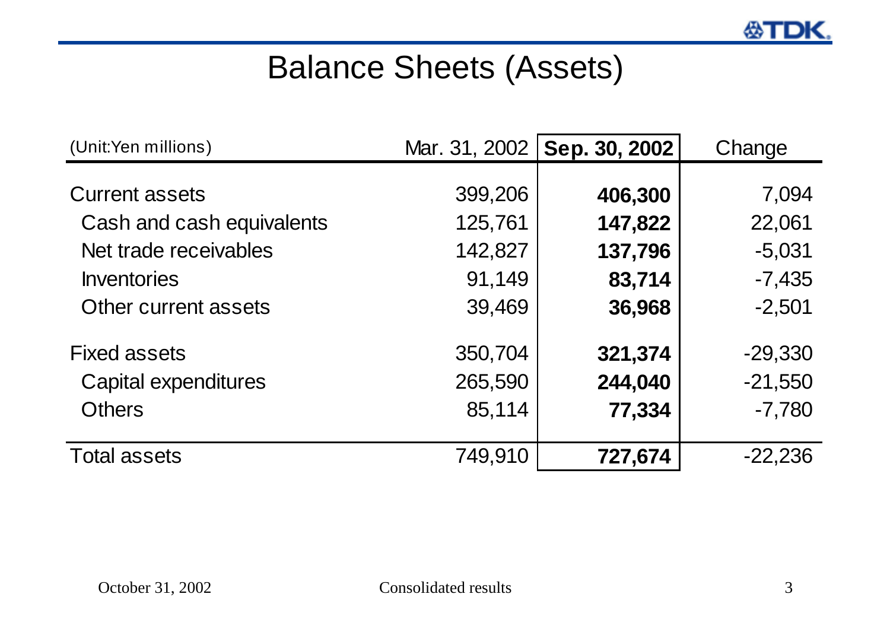# Balance Sheets (Assets)

| (Unit:Yen millions) | Mar. 31, 2002 | **Sep. 30, 2002** | Change |
|---|---|---|---|
| Current assets | 399,206 | **406,300** | 7,094 |
| Cash and cash equivalents | 125,761 | **147,822** | 22,061 |
| Net trade receivables | 142,827 | **137,796** | -5,031 |
| Inventories | 91,149 | **83,714** | -7,435 |
| Other current assets | 39,469 | **36,968** | -2,501 |
| Fixed assets | 350,704 | **321,374** | -29,330 |
| Capital expenditures | 265,590 | **244,040** | -21,550 |
| Others | 85,114 | **77,334** | -7,780 |
| Total assets | 749,910 | **727,674** | -22,236 |

October 31, 2002 Consolidated results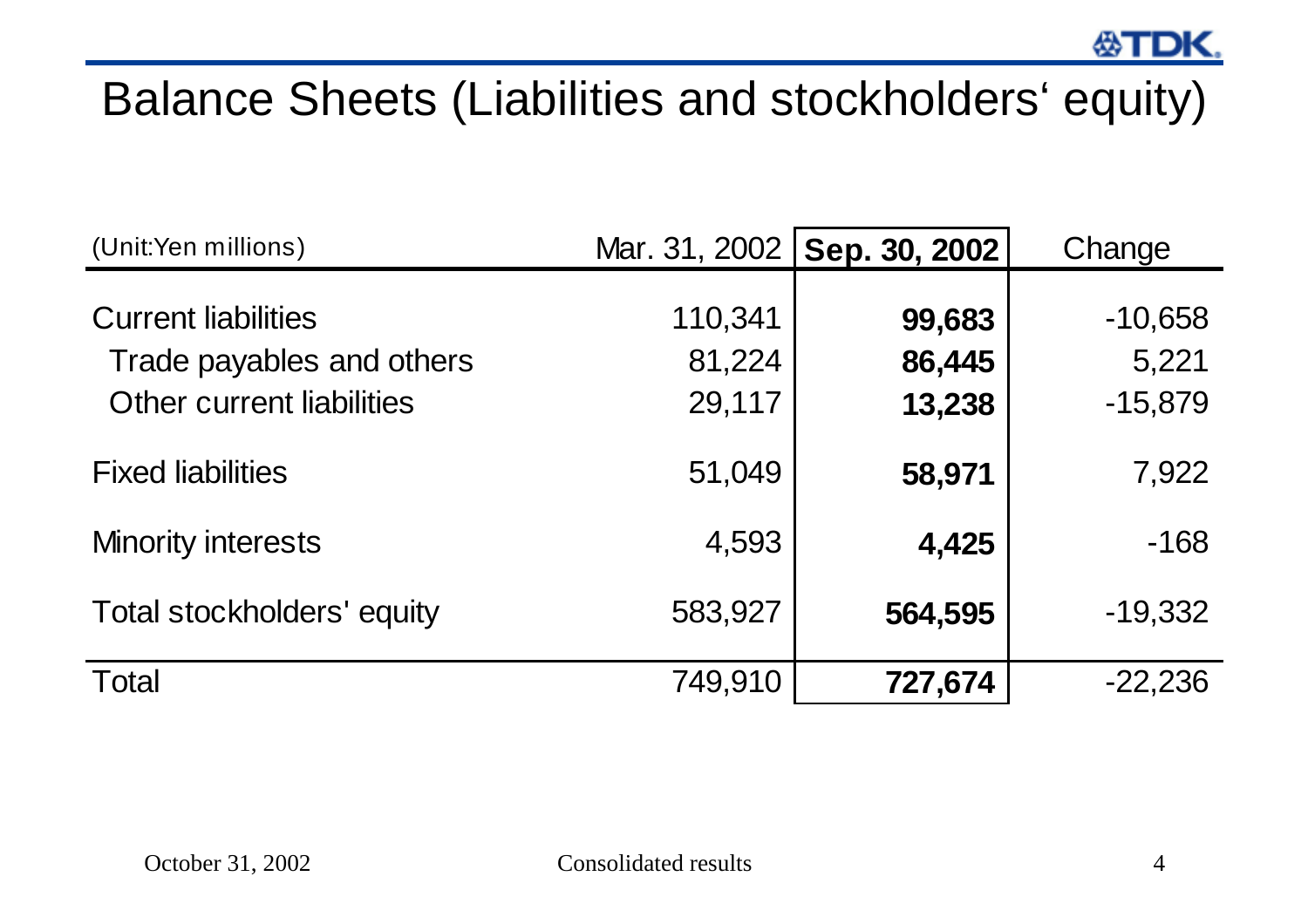# Balance Sheets (Liabilities and stockholders' equity)

| (Unit:Yen millions) | Mar. 31, 2002 | **Sep. 30, 2002** | Change |
|---|---|---|---|
| Current liabilities | 110,341 | **99,683** | -10,658 |
| Trade payables and others | 81,224 | **86,445** | 5,221 |
| Other current liabilities | 29,117 | **13,238** | -15,879 |
| Fixed liabilities | 51,049 | **58,971** | 7,922 |
| Minority interests | 4,593 | **4,425** | -168 |
| Total stockholders' equity | 583,927 | **564,595** | -19,332 |
| Total | 749,910 | **727,674** | -22,236 |

October 31, 2002 Consolidated results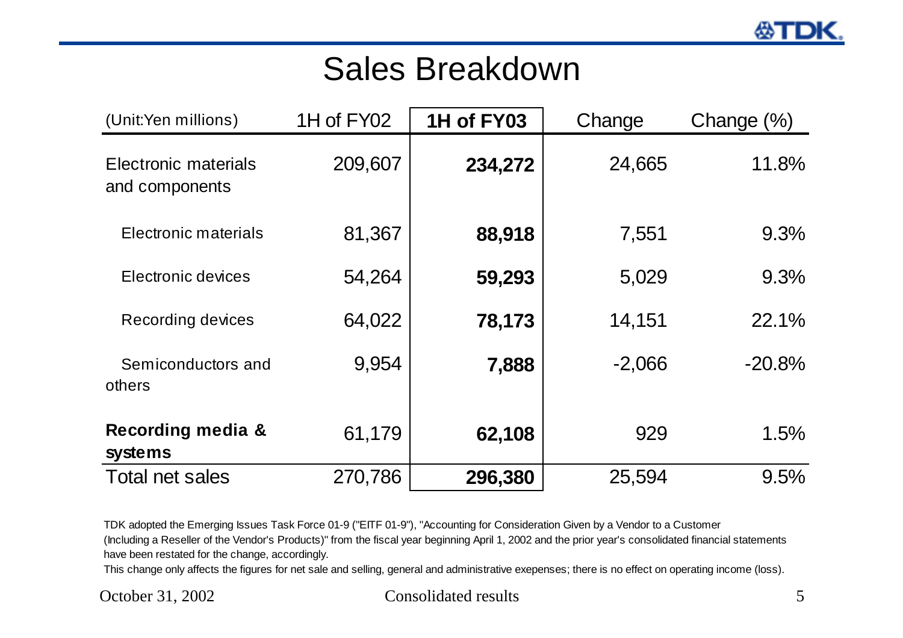# Sales Breakdown

| (Unit:Yen millions) | 1H of FY02 | **1H of FY03** | Change | Change (%) |
|---|---|---|---|---|
| Electronic materials and components | 209,607 | **234,272** | 24,665 | 11.8% |
| Electronic materials | 81,367 | **88,918** | 7,551 | 9.3% |
| Electronic devices | 54,264 | **59,293** | 5,029 | 9.3% |
| Recording devices | 64,022 | **78,173** | 14,151 | 22.1% |
| Semiconductors and others | 9,954 | **7,888** | -2,066 | -20.8% |
| **Recording media & systems** | 61,179 | **62,108** | 929 | 1.5% |
| Total net sales | 270,786 | **296,380** | 25,594 | 9.5% |

TDK adopted the Emerging Issues Task Force 01-9 ("EITF 01-9"), "Accounting for Consideration Given by a Vendor to a Customer (Including a Reseller of the Vendor's Products)" from the fiscal year beginning April 1, 2002 and the prior year's consolidated financial statements have been restated for the change, accordingly.

This change only affects the figures for net sale and selling, general and administrative exepenses; there is no effect on operating income (loss).

October 31, 2002 Consolidated results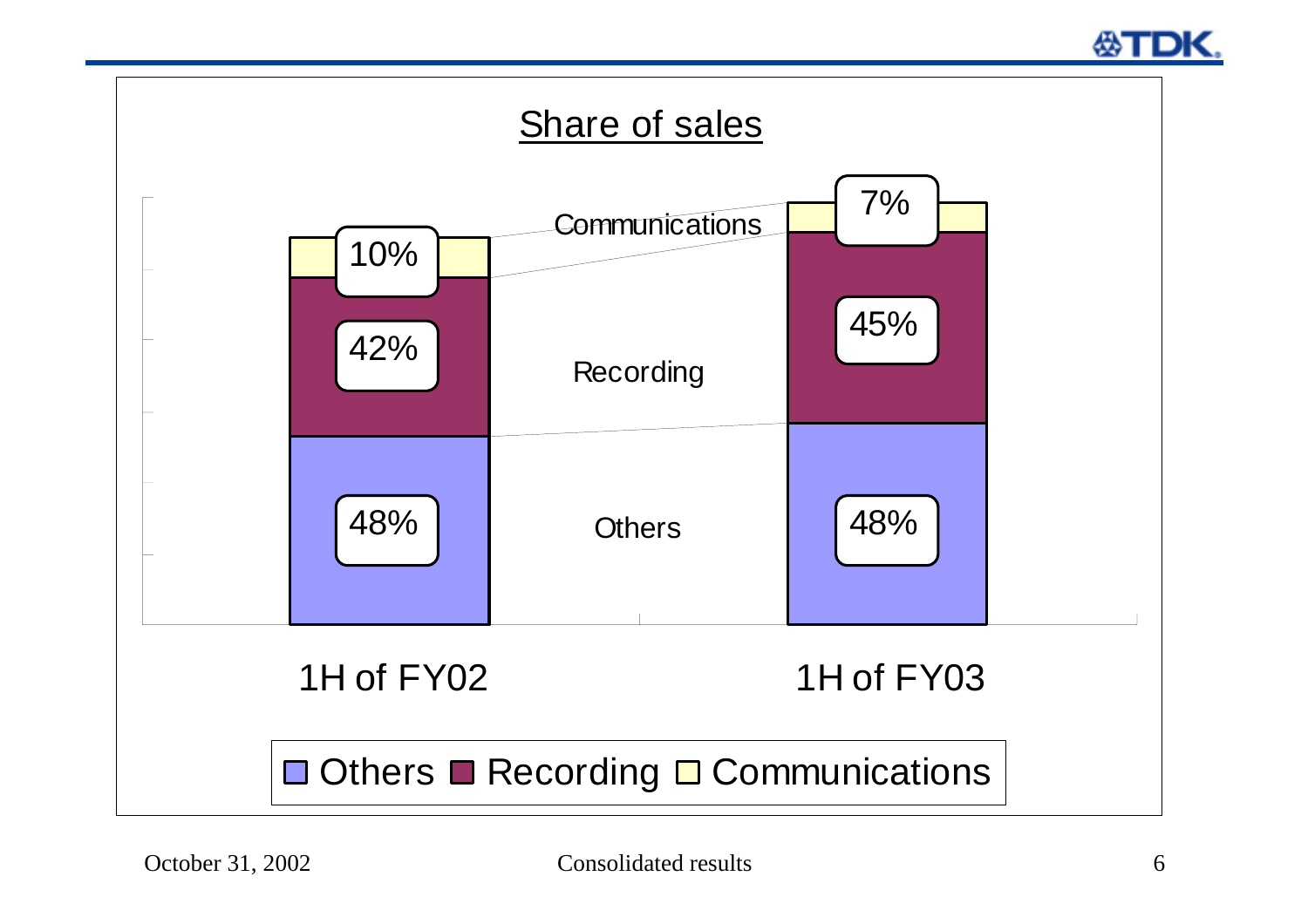## Share of sales

| | 1H of FY02 | 1H of FY03 |
|---|---|---|
| Communications | 10% | 7% |
| Recording | 42% | 45% |
| Others | 48% | 48% |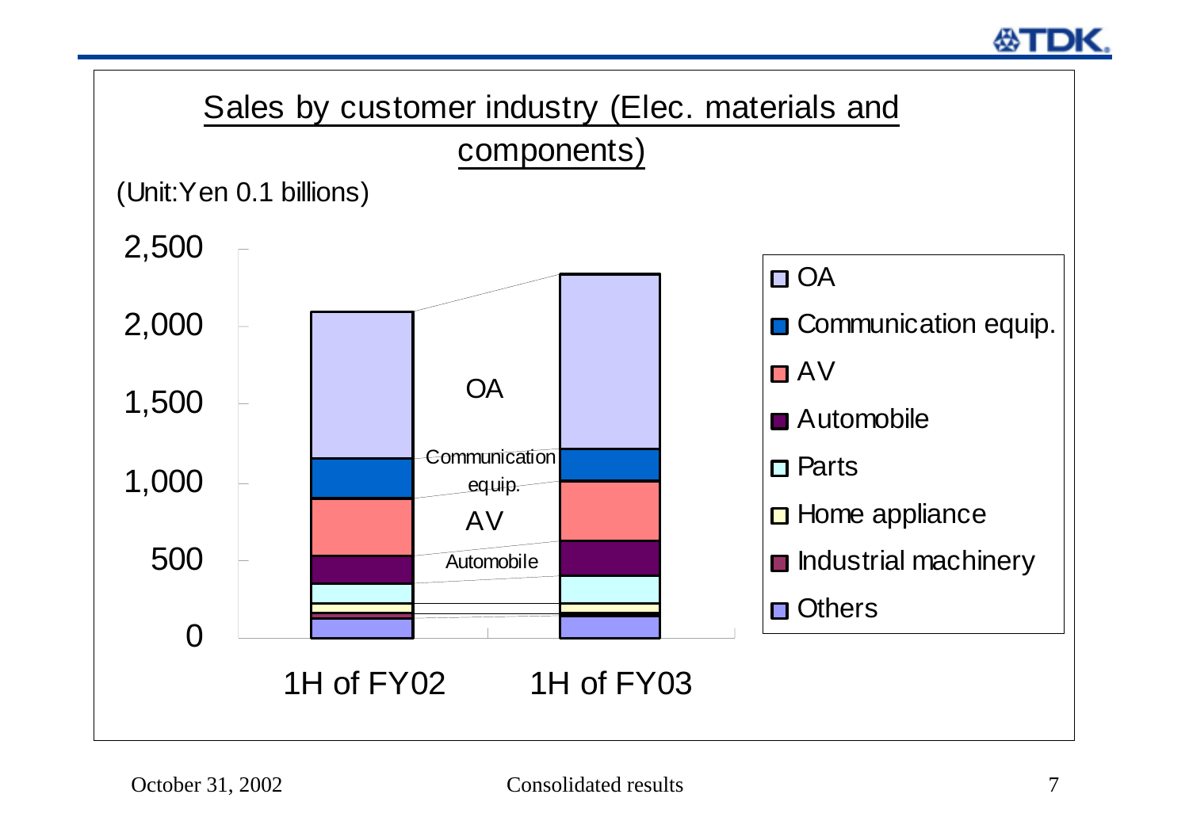## Sales by customer industry (Elec. materials and components)

(Unit:Yen 0.1 billions)

2,500
2,000
1,500
1,000
500
0

OA
Communication equip.
AV
Automobile

1H of FY02
1H of FY03

- OA
- Communication equip.
- AV
- Automobile
- Parts
- Home appliance
- Industrial machinery
- Others

October 31, 2002 Consolidated results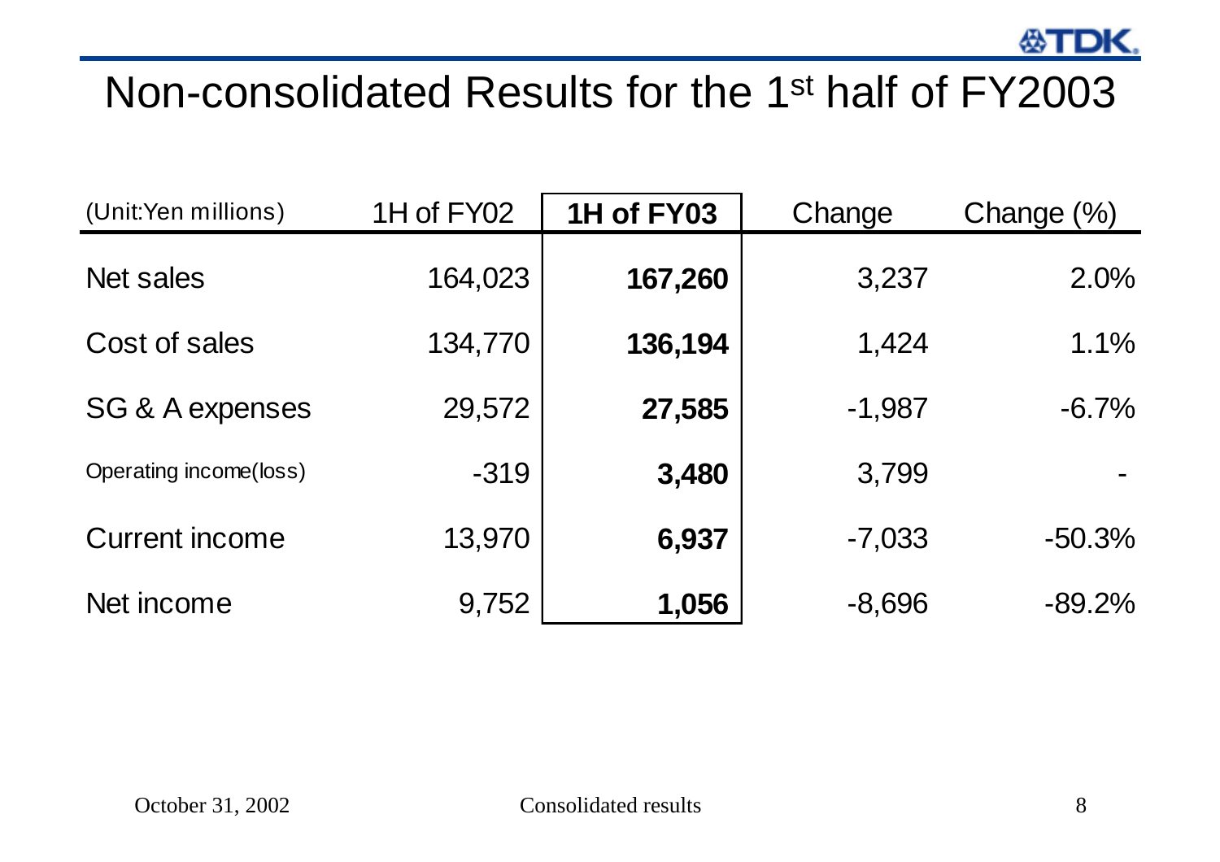# Non-consolidated Results for the 1st half of FY2003

| (Unit:Yen millions) | 1H of FY02 | **1H of FY03** | Change | Change (%) |
|---|---|---|---|---|
| Net sales | 164,023 | **167,260** | 3,237 | 2.0% |
| Cost of sales | 134,770 | **136,194** | 1,424 | 1.1% |
| SG & A expenses | 29,572 | **27,585** | -1,987 | -6.7% |
| Operating income(loss) | -319 | **3,480** | 3,799 | - |
| Current income | 13,970 | **6,937** | -7,033 | -50.3% |
| Net income | 9,752 | **1,056** | -8,696 | -89.2% |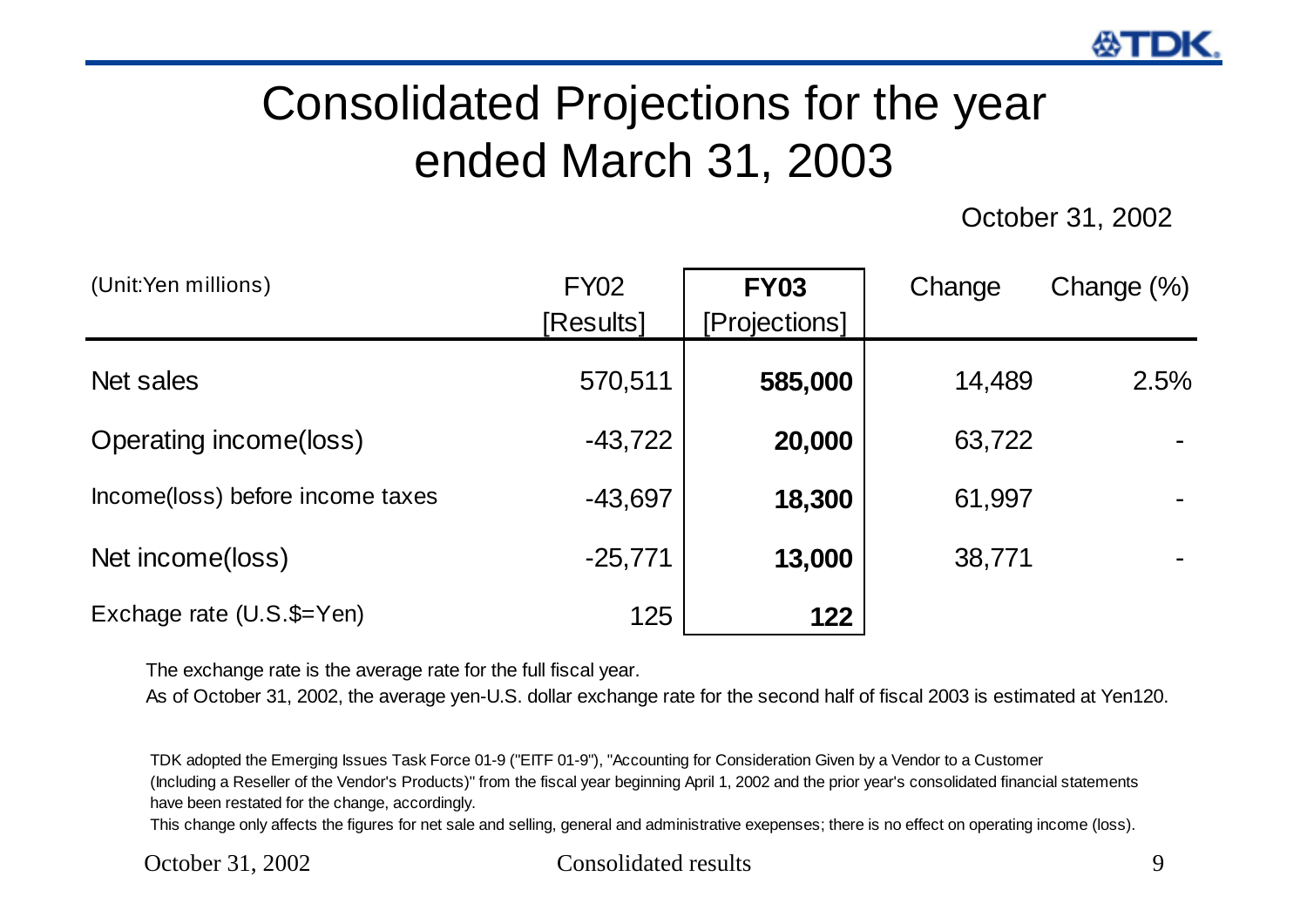# Consolidated Projections for the year ended March 31, 2003

October 31, 2002

| (Unit:Yen millions) | FY02 [Results] | **FY03 [Projections]** | Change | Change (%) |
|---|---|---|---|---|
| Net sales | 570,511 | **585,000** | 14,489 | 2.5% |
| Operating income(loss) | -43,722 | **20,000** | 63,722 | - |
| Income(loss) before income taxes | -43,697 | **18,300** | 61,997 | - |
| Net income(loss) | -25,771 | **13,000** | 38,771 | - |
| Exchage rate (U.S.$=Yen) | 125 | **122** | | |

The exchange rate is the average rate for the full fiscal year.
As of October 31, 2002, the average yen-U.S. dollar exchange rate for the second half of fiscal 2003 is estimated at Yen120.

TDK adopted the Emerging Issues Task Force 01-9 ("EITF 01-9"), "Accounting for Consideration Given by a Vendor to a Customer (Including a Reseller of the Vendor's Products)" from the fiscal year beginning April 1, 2002 and the prior year's consolidated financial statements have been restated for the change, accordingly.
This change only affects the figures for net sale and selling, general and administrative exepenses; there is no effect on operating income (loss).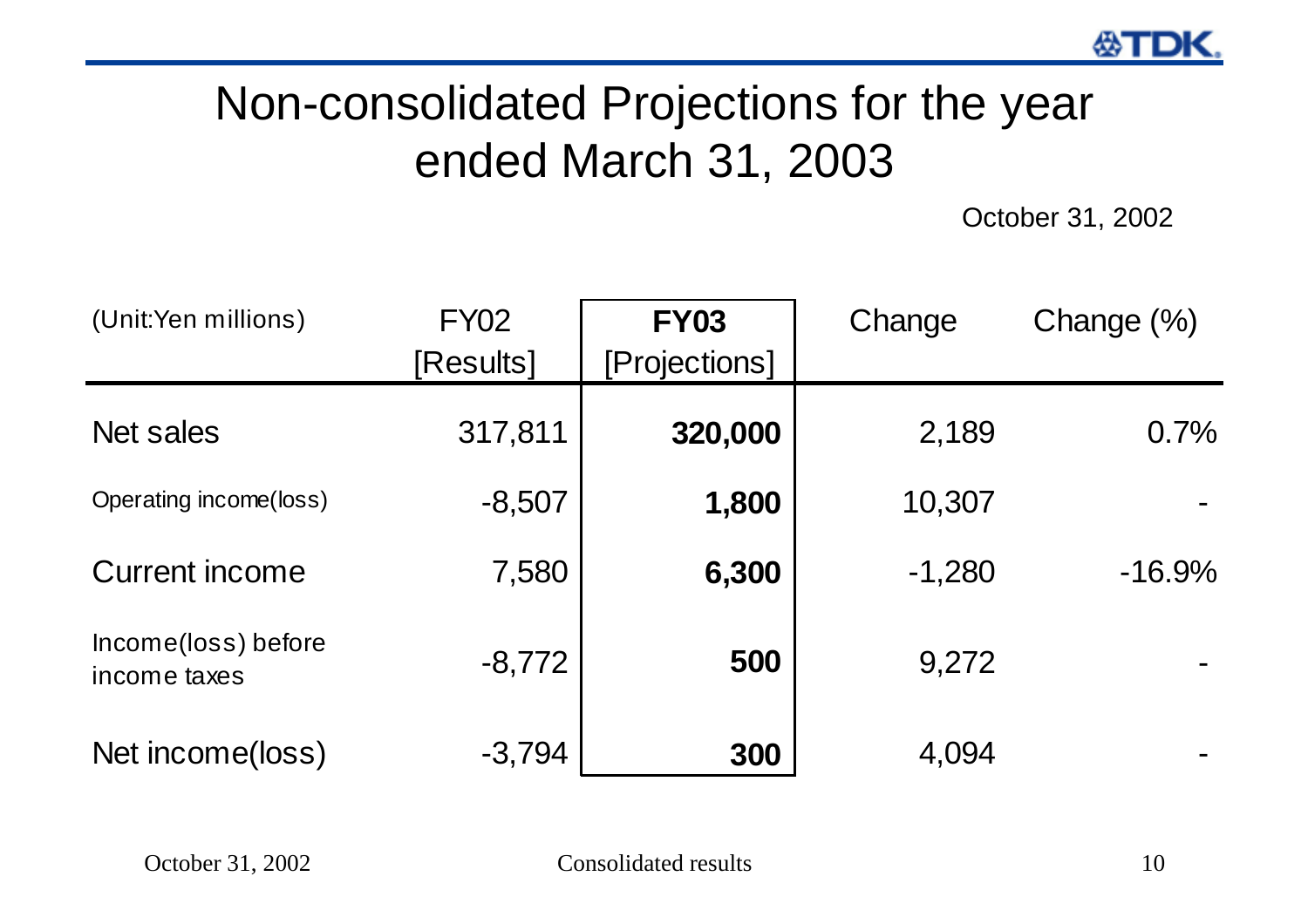# Non-consolidated Projections for the year ended March 31, 2003

October 31, 2002

| (Unit:Yen millions) | FY02 [Results] | **FY03 [Projections]** | Change | Change (%) |
|---|---|---|---|---|
| Net sales | 317,811 | **320,000** | 2,189 | 0.7% |
| Operating income(loss) | -8,507 | **1,800** | 10,307 | - |
| Current income | 7,580 | **6,300** | -1,280 | -16.9% |
| Income(loss) before income taxes | -8,772 | **500** | 9,272 | - |
| Net income(loss) | -3,794 | **300** | 4,094 | - |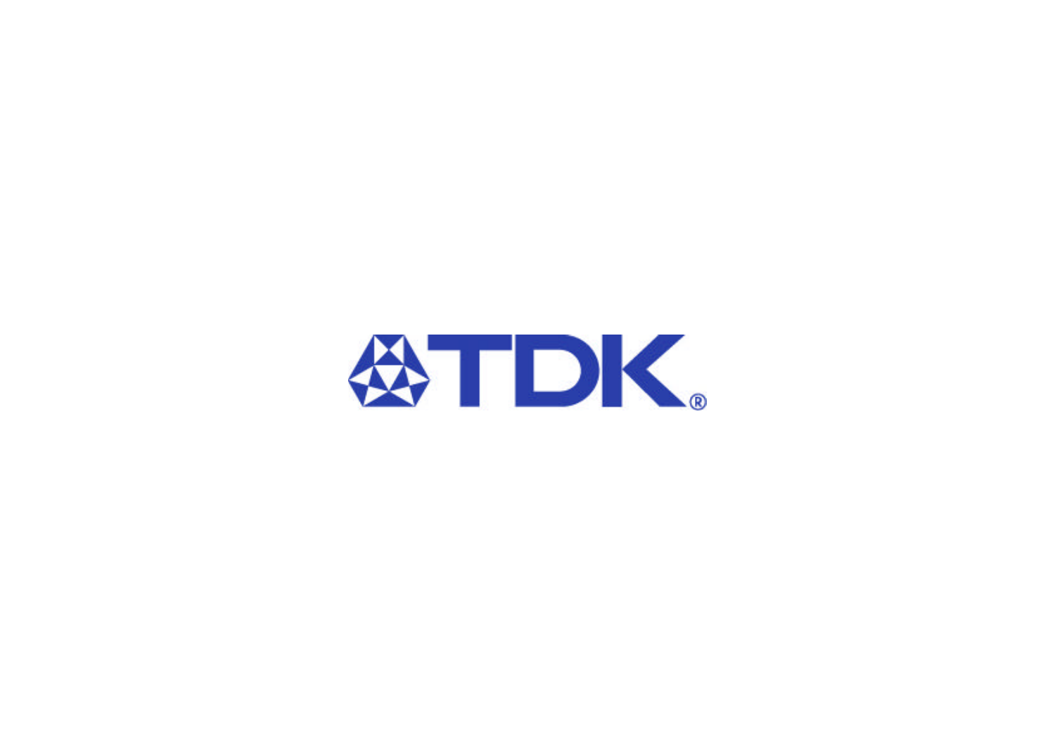TDK®